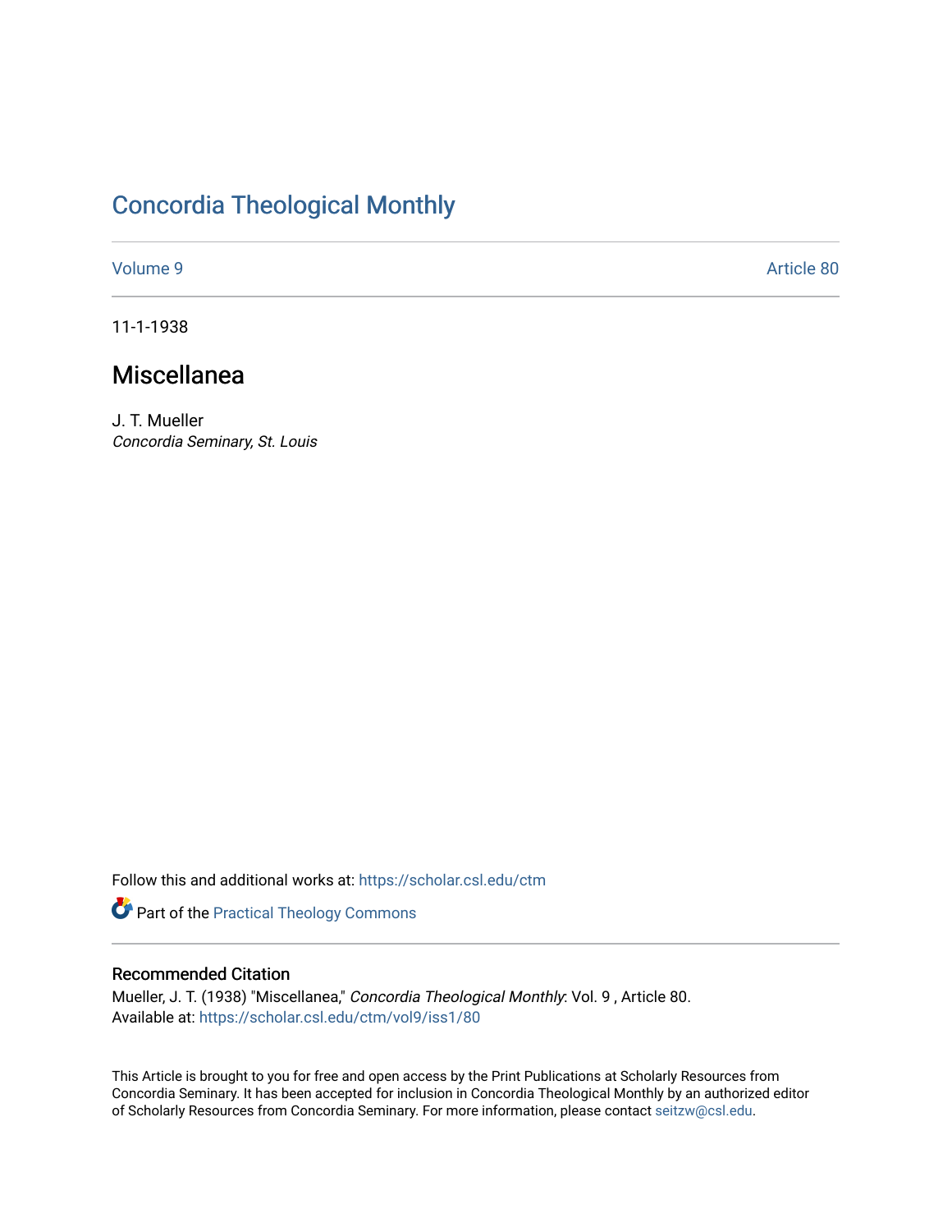# Concordia Theological Monthly

Volume 9 Article 80

11-1-1938

## Miscellanea

J. T. Mueller
*Concordia Seminary, St. Louis*

Follow this and additional works at: https://scholar.csl.edu/ctm

Part of the Practical Theology Commons

### Recommended Citation

Mueller, J. T. (1938) "Miscellanea," *Concordia Theological Monthly*: Vol. 9 , Article 80.
Available at: https://scholar.csl.edu/ctm/vol9/iss1/80

This Article is brought to you for free and open access by the Print Publications at Scholarly Resources from Concordia Seminary. It has been accepted for inclusion in Concordia Theological Monthly by an authorized editor of Scholarly Resources from Concordia Seminary. For more information, please contact seitzw@csl.edu.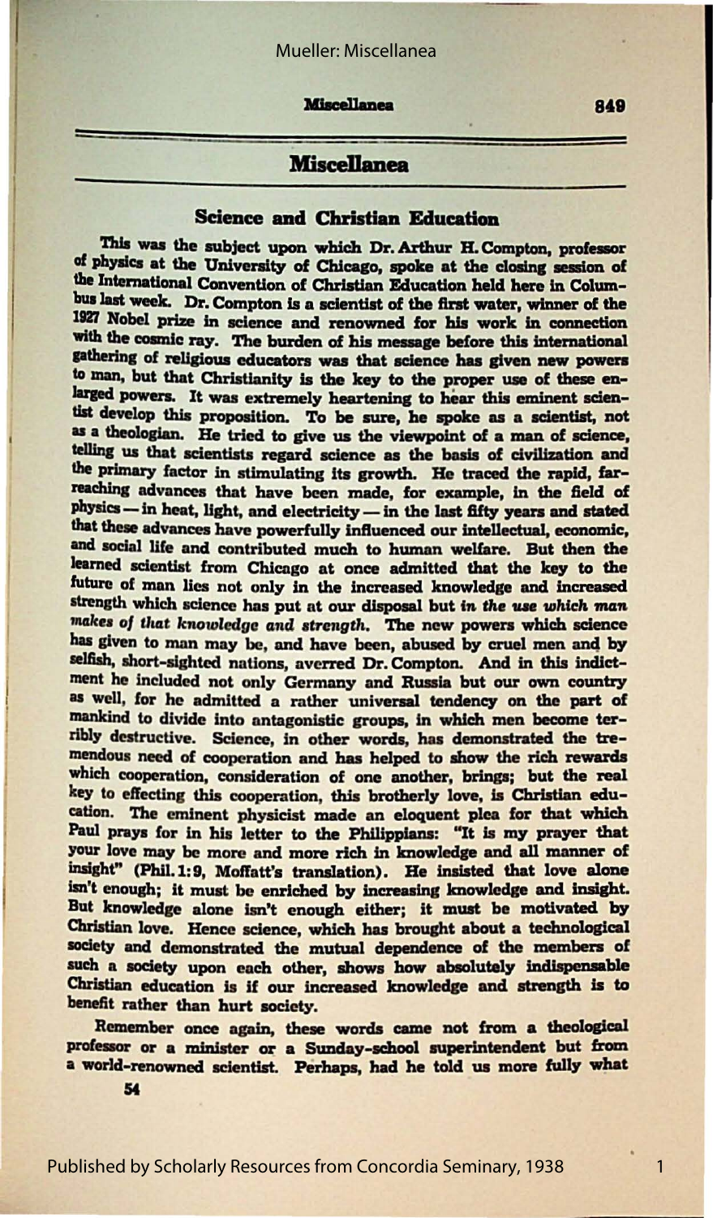# Miscellanea

## Science and Christian Education

This was the subject upon which Dr. Arthur H. Compton, professor of physics at the University of Chicago, spoke at the closing session of the International Convention of Christian Education held here in Columbus last week. Dr. Compton is a scientist of the first water, winner of the 1927 Nobel prize in science and renowned for his work in connection with the cosmic ray. The burden of his message before this international gathering of religious educators was that science has given new powers to man, but that Christianity is the key to the proper use of these enlarged powers. It was extremely heartening to hear this eminent scientist develop this proposition. To be sure, he spoke as a scientist, not as a theologian. He tried to give us the viewpoint of a man of science, telling us that scientists regard science as the basis of civilization and the primary factor in stimulating its growth. He traced the rapid, far-reaching advances that have been made, for example, in the field of physics — in heat, light, and electricity — in the last fifty years and stated that these advances have powerfully influenced our intellectual, economic, and social life and contributed much to human welfare. But then the learned scientist from Chicago at once admitted that the key to the future of man lies not only in the increased knowledge and increased strength which science has put at our disposal but *in the use which man makes of that knowledge and strength*. The new powers which science has given to man may be, and have been, abused by cruel men and by selfish, short-sighted nations, averred Dr. Compton. And in this indictment he included not only Germany and Russia but our own country as well, for he admitted a rather universal tendency on the part of mankind to divide into antagonistic groups, in which men become terribly destructive. Science, in other words, has demonstrated the tremendous need of cooperation and has helped to show the rich rewards which cooperation, consideration of one another, brings; but the real key to effecting this cooperation, this brotherly love, is Christian education. The eminent physicist made an eloquent plea for that which Paul prays for in his letter to the Philippians: "It is my prayer that your love may be more and more rich in knowledge and all manner of insight" (Phil. 1:9, Moffatt's translation). He insisted that love alone isn't enough; it must be enriched by increasing knowledge and insight. But knowledge alone isn't enough either; it must be motivated by Christian love. Hence science, which has brought about a technological society and demonstrated the mutual dependence of the members of such a society upon each other, shows how absolutely indispensable Christian education is if our increased knowledge and strength is to benefit rather than hurt society.

Remember once again, these words came not from a theological professor or a minister or a Sunday-school superintendent but from a world-renowned scientist. Perhaps, had he told us more fully what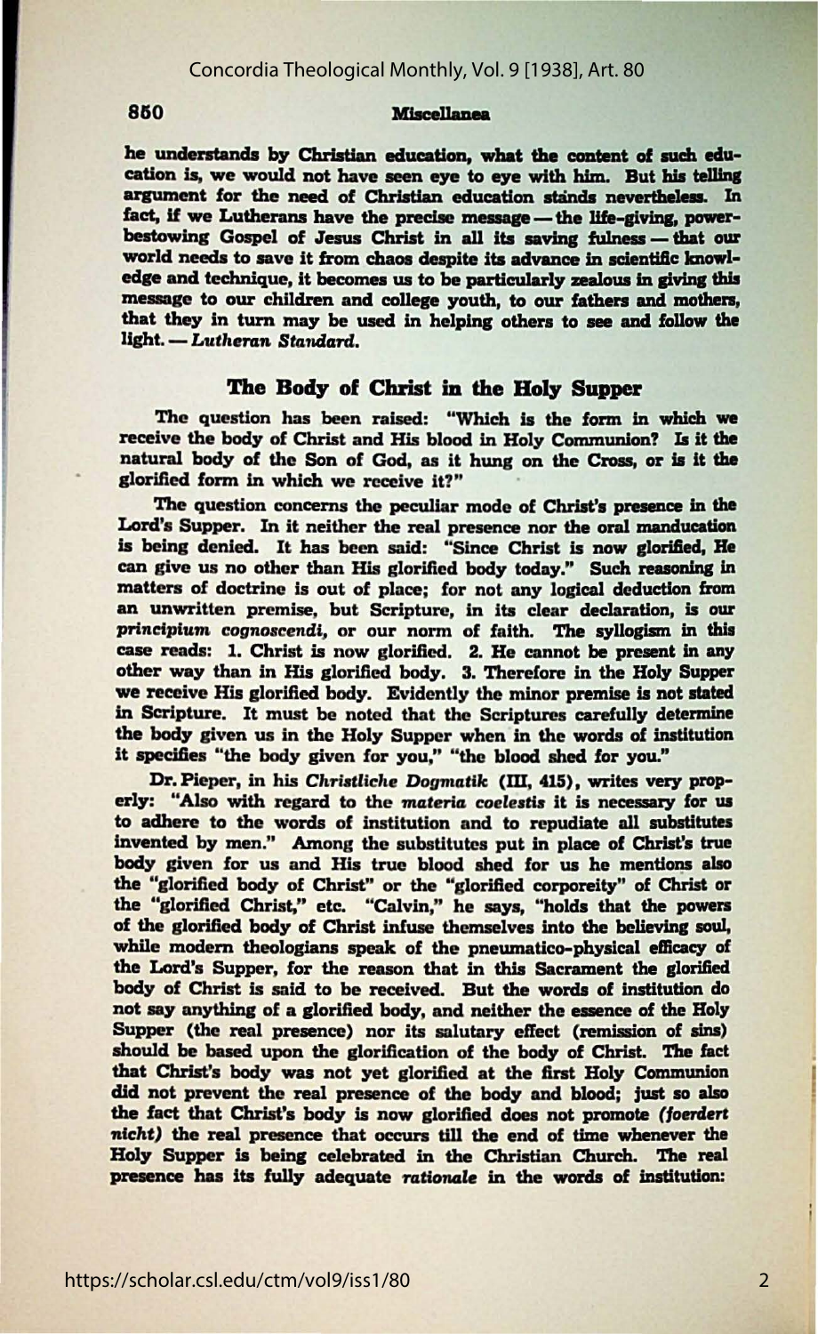he understands by Christian education, what the content of such education is, we would not have seen eye to eye with him. But his telling argument for the need of Christian education stands nevertheless. In fact, if we Lutherans have the precise message — the life-giving, power-bestowing Gospel of Jesus Christ in all its saving fulness — that our world needs to save it from chaos despite its advance in scientific knowledge and technique, it becomes us to be particularly zealous in giving this message to our children and college youth, to our fathers and mothers, that they in turn may be used in helping others to see and follow the light. — *Lutheran Standard.*

## The Body of Christ in the Holy Supper

The question has been raised: "Which is the form in which we receive the body of Christ and His blood in Holy Communion? Is it the natural body of the Son of God, as it hung on the Cross, or is it the glorified form in which we receive it?"

The question concerns the peculiar mode of Christ's presence in the Lord's Supper. In it neither the real presence nor the oral manducation is being denied. It has been said: "Since Christ is now glorified, He can give us no other than His glorified body today." Such reasoning in matters of doctrine is out of place; for not any logical deduction from an unwritten premise, but Scripture, in its clear declaration, is our *principium cognoscendi*, or our norm of faith. The syllogism in this case reads: 1. Christ is now glorified. 2. He cannot be present in any other way than in His glorified body. 3. Therefore in the Holy Supper we receive His glorified body. Evidently the minor premise is not stated in Scripture. It must be noted that the Scriptures carefully determine the body given us in the Holy Supper when in the words of institution it specifies "the body given for you," "the blood shed for you."

Dr. Pieper, in his *Christliche Dogmatik* (III, 415), writes very properly: "Also with regard to the *materia coelestis* it is necessary for us to adhere to the words of institution and to repudiate all substitutes invented by men." Among the substitutes put in place of Christ's true body given for us and His true blood shed for us he mentions also the "glorified body of Christ" or the "glorified corporeity" of Christ or the "glorified Christ," etc. "Calvin," he says, "holds that the powers of the glorified body of Christ infuse themselves into the believing soul, while modern theologians speak of the pneumatico-physical efficacy of the Lord's Supper, for the reason that in this Sacrament the glorified body of Christ is said to be received. But the words of institution do not say anything of a glorified body, and neither the essence of the Holy Supper (the real presence) nor its salutary effect (remission of sins) should be based upon the glorification of the body of Christ. The fact that Christ's body was not yet glorified at the first Holy Communion did not prevent the real presence of the body and blood; just so also the fact that Christ's body is now glorified does not promote (*foerdert nicht*) the real presence that occurs till the end of time whenever the Holy Supper is being celebrated in the Christian Church. The real presence has its fully adequate *rationale* in the words of institution: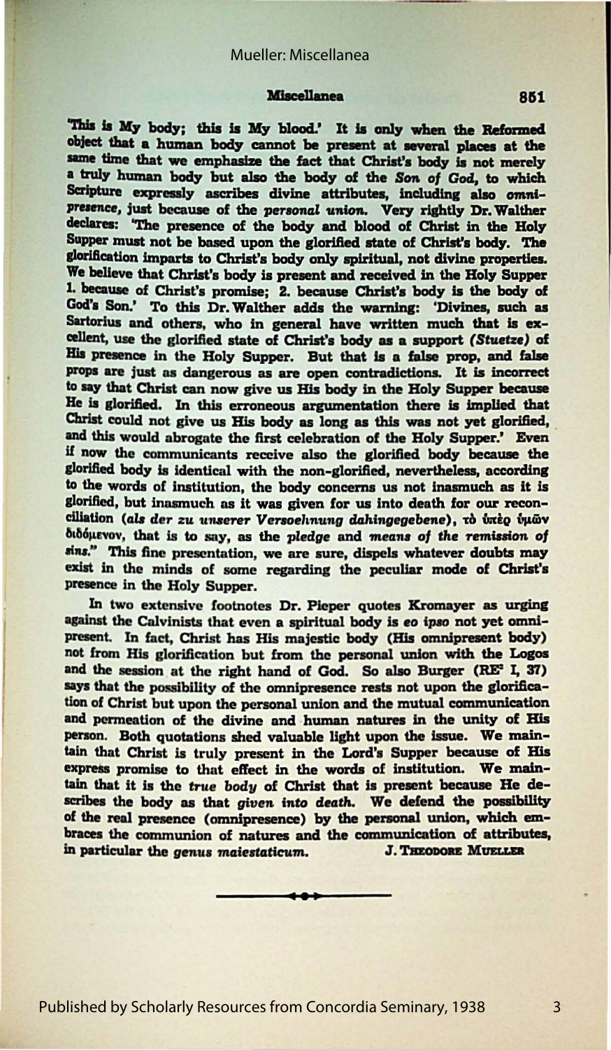'This is My body; this is My blood.' It is only when the Reformed object that a human body cannot be present at several places at the same time that we emphasize the fact that Christ's body is not merely a truly human body but also the body of the *Son of God*, to which Scripture expressly ascribes divine attributes, including also *omnipresence*, just because of the *personal union*. Very rightly Dr. Walther declares: 'The presence of the body and blood of Christ in the Holy Supper must not be based upon the glorified state of Christ's body. The glorification imparts to Christ's body only spiritual, not divine properties. We believe that Christ's body is present and received in the Holy Supper 1. because of Christ's promise; 2. because Christ's body is the body of God's Son.' To this Dr. Walther adds the warning: 'Divines, such as Sartorius and others, who in general have written much that is excellent, use the glorified state of Christ's body as a support (*Stuetze*) of His presence in the Holy Supper. But that is a false prop, and false props are just as dangerous as are open contradictions. It is incorrect to say that Christ can now give us His body in the Holy Supper because He is glorified. In this erroneous argumentation there is implied that Christ could not give us His body as long as this was not yet glorified, and this would abrogate the first celebration of the Holy Supper.' Even if now the communicants receive also the glorified body because the glorified body is identical with the non-glorified, nevertheless, according to the words of institution, the body concerns us not inasmuch as it is glorified, but inasmuch as it was given for us into death for our reconciliation (*als der zu unserer Versoehnung dahingegebene*), τὸ ὑπὲρ ὑμῶν διδόμενον, that is to say, as the *pledge* and *means of the remission of sins*." This fine presentation, we are sure, dispels whatever doubts may exist in the minds of some regarding the peculiar mode of Christ's presence in the Holy Supper.

In two extensive footnotes Dr. Pieper quotes Kromayer as urging against the Calvinists that even a spiritual body is *eo ipso* not yet omnipresent. In fact, Christ has His majestic body (His omnipresent body) not from His glorification but from the personal union with the Logos and the session at the right hand of God. So also Burger (RE[3] I, 37) says that the possibility of the omnipresence rests not upon the glorification of Christ but upon the personal union and the mutual communication and permeation of the divine and human natures in the unity of His person. Both quotations shed valuable light upon the issue. We maintain that Christ is truly present in the Lord's Supper because of His express promise to that effect in the words of institution. We maintain that it is the *true body* of Christ that is present because He describes the body as that *given into death*. We defend the possibility of the real presence (omnipresence) by the personal union, which embraces the communion of natures and the communication of attributes, in particular the *genus maiestaticum*.

J. Theodore Mueller